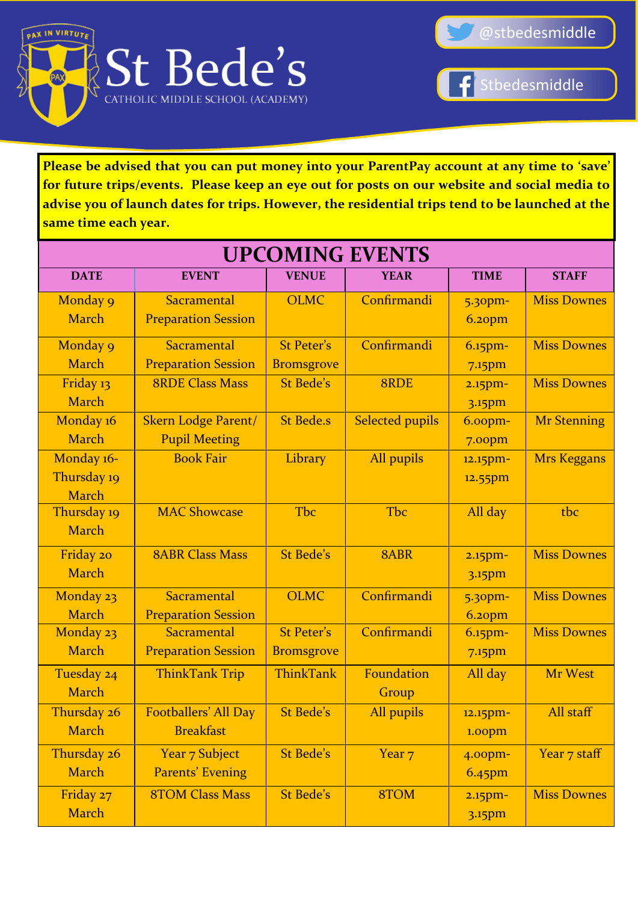# St Bede's

CATHOLIC MIDDLE SCHOOL (ACADEMY)

PAX IN VIRTUTE

@stbedesmiddle

Stbedesmiddle

**Please be advised that you can put money into your ParentPay account at any time to 'save' for future trips/events. Please keep an eye out for posts on our website and social media to advise you of launch dates for trips. However, the residential trips tend to be launched at the same time each year.**

## UPCOMING EVENTS

| DATE | EVENT | VENUE | YEAR | TIME | STAFF |
|---|---|---|---|---|---|
| Monday 9 March | Sacramental Preparation Session | OLMC | Confirmandi | 5.30pm-6.20pm | Miss Downes |
| Monday 9 March | Sacramental Preparation Session | St Peter's Bromsgrove | Confirmandi | 6.15pm-7.15pm | Miss Downes |
| Friday 13 March | 8RDE Class Mass | St Bede's | 8RDE | 2.15pm-3.15pm | Miss Downes |
| Monday 16 March | Skern Lodge Parent/ Pupil Meeting | St Bede.s | Selected pupils | 6.00pm-7.00pm | Mr Stenning |
| Monday 16-Thursday 19 March | Book Fair | Library | All pupils | 12.15pm-12.55pm | Mrs Keggans |
| Thursday 19 March | MAC Showcase | Tbc | Tbc | All day | tbc |
| Friday 20 March | 8ABR Class Mass | St Bede's | 8ABR | 2.15pm-3.15pm | Miss Downes |
| Monday 23 March | Sacramental Preparation Session | OLMC | Confirmandi | 5.30pm-6.20pm | Miss Downes |
| Monday 23 March | Sacramental Preparation Session | St Peter's Bromsgrove | Confirmandi | 6.15pm-7.15pm | Miss Downes |
| Tuesday 24 March | ThinkTank Trip | ThinkTank | Foundation Group | All day | Mr West |
| Thursday 26 March | Footballers' All Day Breakfast | St Bede's | All pupils | 12.15pm-1.00pm | All staff |
| Thursday 26 March | Year 7 Subject Parents' Evening | St Bede's | Year 7 | 4.00pm-6.45pm | Year 7 staff |
| Friday 27 March | 8TOM Class Mass | St Bede's | 8TOM | 2.15pm-3.15pm | Miss Downes |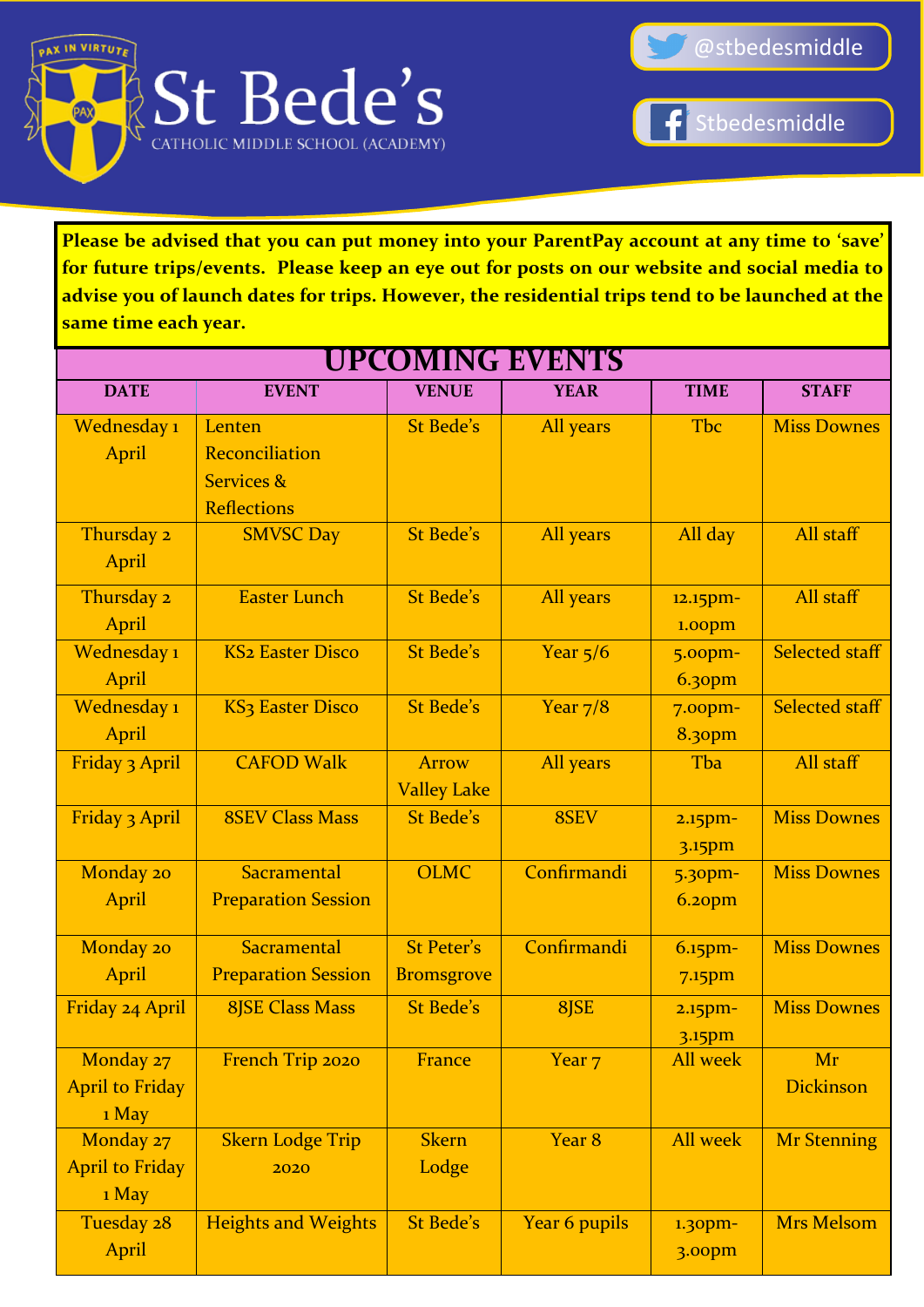# St Bede's

CATHOLIC MIDDLE SCHOOL (ACADEMY)

@stbedesmiddle

Stbedesmiddle

**Please be advised that you can put money into your ParentPay account at any time to 'save' for future trips/events. Please keep an eye out for posts on our website and social media to advise you of launch dates for trips. However, the residential trips tend to be launched at the same time each year.**

## UPCOMING EVENTS

| DATE | EVENT | VENUE | YEAR | TIME | STAFF |
|---|---|---|---|---|---|
| Wednesday 1 April | Lenten Reconciliation Services & Reflections | St Bede's | All years | Tbc | Miss Downes |
| Thursday 2 April | SMVSC Day | St Bede's | All years | All day | All staff |
| Thursday 2 April | Easter Lunch | St Bede's | All years | 12.15pm-1.00pm | All staff |
| Wednesday 1 April | KS2 Easter Disco | St Bede's | Year 5/6 | 5.00pm-6.30pm | Selected staff |
| Wednesday 1 April | KS3 Easter Disco | St Bede's | Year 7/8 | 7.00pm-8.30pm | Selected staff |
| Friday 3 April | CAFOD Walk | Arrow Valley Lake | All years | Tba | All staff |
| Friday 3 April | 8SEV Class Mass | St Bede's | 8SEV | 2.15pm-3.15pm | Miss Downes |
| Monday 20 April | Sacramental Preparation Session | OLMC | Confirmandi | 5.30pm-6.20pm | Miss Downes |
| Monday 20 April | Sacramental Preparation Session | St Peter's Bromsgrove | Confirmandi | 6.15pm-7.15pm | Miss Downes |
| Friday 24 April | 8JSE Class Mass | St Bede's | 8JSE | 2.15pm-3.15pm | Miss Downes |
| Monday 27 April to Friday 1 May | French Trip 2020 | France | Year 7 | All week | Mr Dickinson |
| Monday 27 April to Friday 1 May | Skern Lodge Trip 2020 | Skern Lodge | Year 8 | All week | Mr Stenning |
| Tuesday 28 April | Heights and Weights | St Bede's | Year 6 pupils | 1.30pm-3.00pm | Mrs Melsom |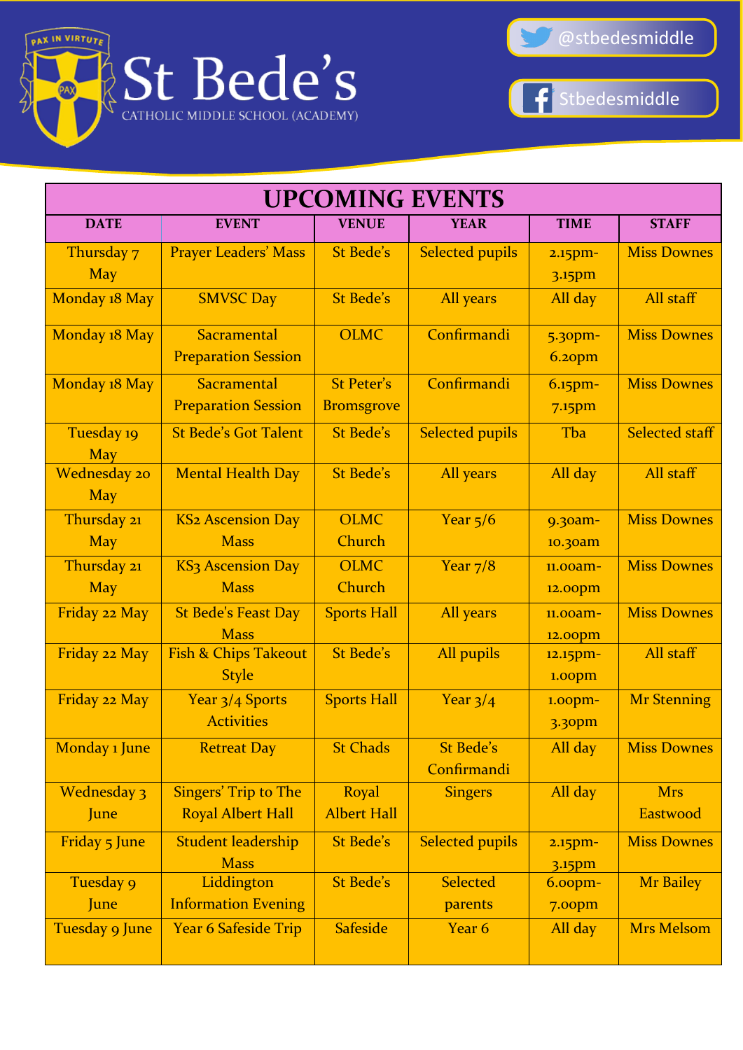St Bede's
CATHOLIC MIDDLE SCHOOL (ACADEMY)

PAX IN VIRTUTE

@stbedesmiddle

Stbedesmiddle

| UPCOMING EVENTS | | | | | |
|---|---|---|---|---|---|
| **DATE** | **EVENT** | **VENUE** | **YEAR** | **TIME** | **STAFF** |
| Thursday 7 May | Prayer Leaders' Mass | St Bede's | Selected pupils | 2.15pm-3.15pm | Miss Downes |
| Monday 18 May | SMVSC Day | St Bede's | All years | All day | All staff |
| Monday 18 May | Sacramental Preparation Session | OLMC | Confirmandi | 5.30pm-6.20pm | Miss Downes |
| Monday 18 May | Sacramental Preparation Session | St Peter's Bromsgrove | Confirmandi | 6.15pm-7.15pm | Miss Downes |
| Tuesday 19 May | St Bede's Got Talent | St Bede's | Selected pupils | Tba | Selected staff |
| Wednesday 20 May | Mental Health Day | St Bede's | All years | All day | All staff |
| Thursday 21 May | KS2 Ascension Day Mass | OLMC Church | Year 5/6 | 9.30am-10.30am | Miss Downes |
| Thursday 21 May | KS3 Ascension Day Mass | OLMC Church | Year 7/8 | 11.00am-12.00pm | Miss Downes |
| Friday 22 May | St Bede's Feast Day Mass | Sports Hall | All years | 11.00am-12.00pm | Miss Downes |
| Friday 22 May | Fish & Chips Takeout Style | St Bede's | All pupils | 12.15pm-1.00pm | All staff |
| Friday 22 May | Year 3/4 Sports Activities | Sports Hall | Year 3/4 | 1.00pm-3.30pm | Mr Stenning |
| Monday 1 June | Retreat Day | St Chads | St Bede's Confirmandi | All day | Miss Downes |
| Wednesday 3 June | Singers' Trip to The Royal Albert Hall | Royal Albert Hall | Singers | All day | Mrs Eastwood |
| Friday 5 June | Student leadership Mass | St Bede's | Selected pupils | 2.15pm-3.15pm | Miss Downes |
| Tuesday 9 June | Liddington Information Evening | St Bede's | Selected parents | 6.00pm-7.00pm | Mr Bailey |
| Tuesday 9 June | Year 6 Safeside Trip | Safeside | Year 6 | All day | Mrs Melsom |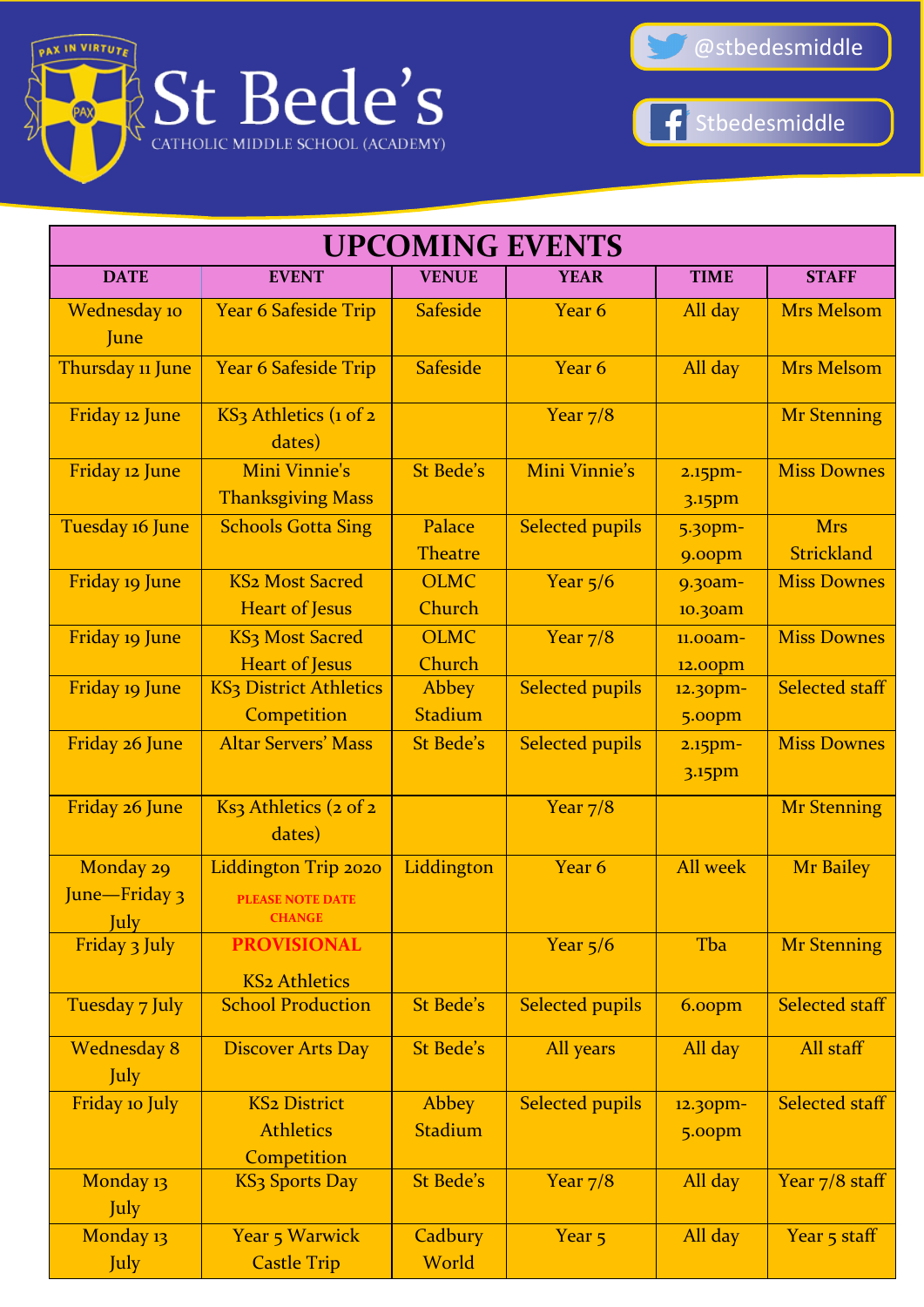# St Bede's

CATHOLIC MIDDLE SCHOOL (ACADEMY)

PAX IN VIRTUTE

@stbedesmiddle

Stbedesmiddle

| UPCOMING EVENTS | | | | | |
|---|---|---|---|---|---|
| **DATE** | **EVENT** | **VENUE** | **YEAR** | **TIME** | **STAFF** |
| Wednesday 10 June | Year 6 Safeside Trip | Safeside | Year 6 | All day | Mrs Melsom |
| Thursday 11 June | Year 6 Safeside Trip | Safeside | Year 6 | All day | Mrs Melsom |
| Friday 12 June | KS3 Athletics (1 of 2 dates) | | Year 7/8 | | Mr Stenning |
| Friday 12 June | Mini Vinnie's Thanksgiving Mass | St Bede's | Mini Vinnie's | 2.15pm-3.15pm | Miss Downes |
| Tuesday 16 June | Schools Gotta Sing | Palace Theatre | Selected pupils | 5.30pm-9.00pm | Mrs Strickland |
| Friday 19 June | KS2 Most Sacred Heart of Jesus | OLMC Church | Year 5/6 | 9.30am-10.30am | Miss Downes |
| Friday 19 June | KS3 Most Sacred Heart of Jesus | OLMC Church | Year 7/8 | 11.00am-12.00pm | Miss Downes |
| Friday 19 June | KS3 District Athletics Competition | Abbey Stadium | Selected pupils | 12.30pm-5.00pm | Selected staff |
| Friday 26 June | Altar Servers' Mass | St Bede's | Selected pupils | 2.15pm-3.15pm | Miss Downes |
| Friday 26 June | Ks3 Athletics (2 of 2 dates) | | Year 7/8 | | Mr Stenning |
| Monday 29 June—Friday 3 July | Liddington Trip 2020 **PLEASE NOTE DATE CHANGE** | Liddington | Year 6 | All week | Mr Bailey |
| Friday 3 July | **PROVISIONAL** KS2 Athletics | | Year 5/6 | Tba | Mr Stenning |
| Tuesday 7 July | School Production | St Bede's | Selected pupils | 6.00pm | Selected staff |
| Wednesday 8 July | Discover Arts Day | St Bede's | All years | All day | All staff |
| Friday 10 July | KS2 District Athletics Competition | Abbey Stadium | Selected pupils | 12.30pm-5.00pm | Selected staff |
| Monday 13 July | KS3 Sports Day | St Bede's | Year 7/8 | All day | Year 7/8 staff |
| Monday 13 July | Year 5 Warwick Castle Trip | Cadbury World | Year 5 | All day | Year 5 staff |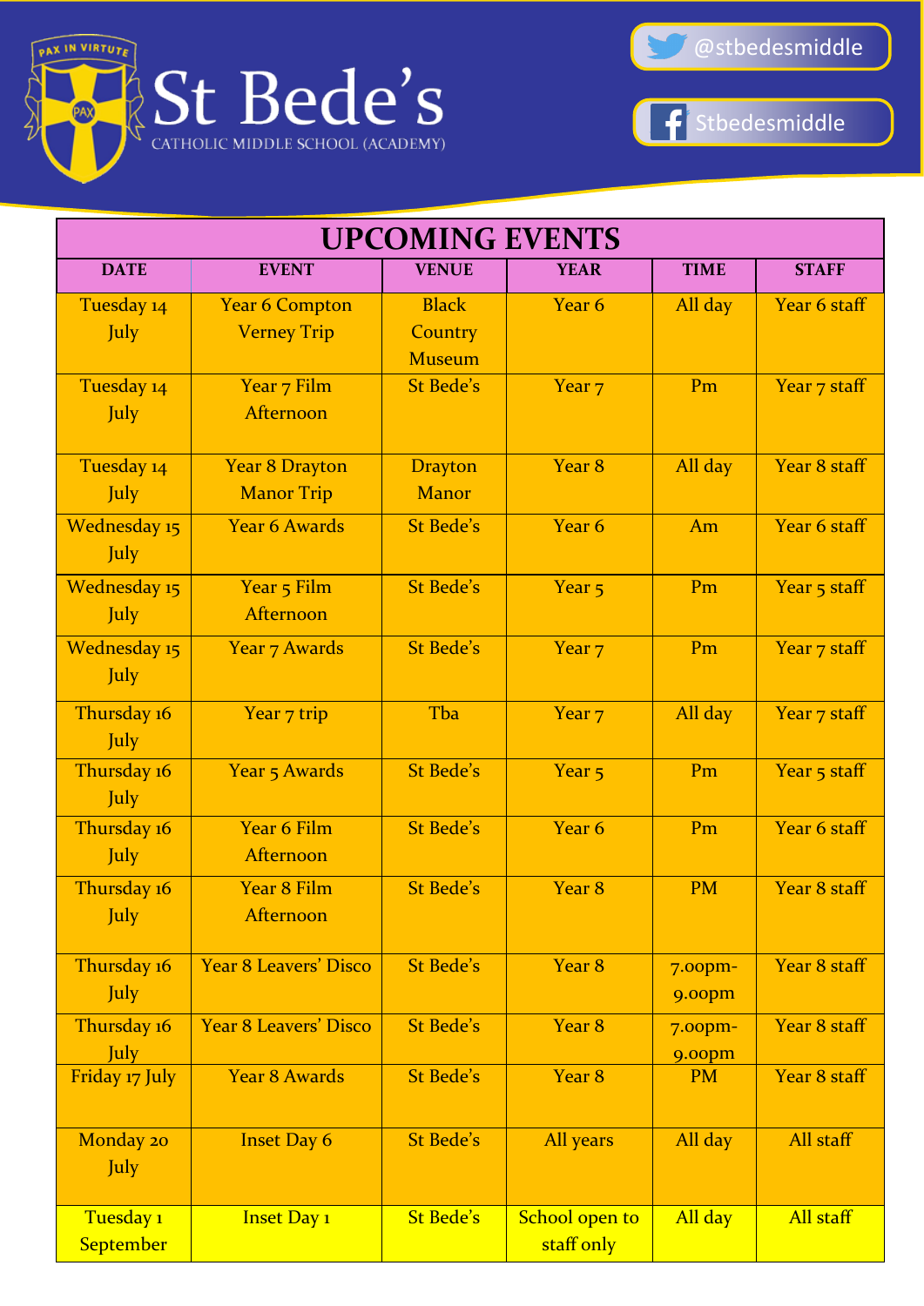# St Bede's

CATHOLIC MIDDLE SCHOOL (ACADEMY)

PAX IN VIRTUTE

@stbedesmiddle

Stbedesmiddle

| UPCOMING EVENTS | | | | | |
|---|---|---|---|---|---|
| **DATE** | **EVENT** | **VENUE** | **YEAR** | **TIME** | **STAFF** |
| Tuesday 14 July | Year 6 Compton Verney Trip | Black Country Museum | Year 6 | All day | Year 6 staff |
| Tuesday 14 July | Year 7 Film Afternoon | St Bede's | Year 7 | Pm | Year 7 staff |
| Tuesday 14 July | Year 8 Drayton Manor Trip | Drayton Manor | Year 8 | All day | Year 8 staff |
| Wednesday 15 July | Year 6 Awards | St Bede's | Year 6 | Am | Year 6 staff |
| Wednesday 15 July | Year 5 Film Afternoon | St Bede's | Year 5 | Pm | Year 5 staff |
| Wednesday 15 July | Year 7 Awards | St Bede's | Year 7 | Pm | Year 7 staff |
| Thursday 16 July | Year 7 trip | Tba | Year 7 | All day | Year 7 staff |
| Thursday 16 July | Year 5 Awards | St Bede's | Year 5 | Pm | Year 5 staff |
| Thursday 16 July | Year 6 Film Afternoon | St Bede's | Year 6 | Pm | Year 6 staff |
| Thursday 16 July | Year 8 Film Afternoon | St Bede's | Year 8 | PM | Year 8 staff |
| Thursday 16 July | Year 8 Leavers' Disco | St Bede's | Year 8 | 7.00pm-9.00pm | Year 8 staff |
| Thursday 16 July | Year 8 Leavers' Disco | St Bede's | Year 8 | 7.00pm-9.00pm | Year 8 staff |
| Friday 17 July | Year 8 Awards | St Bede's | Year 8 | PM | Year 8 staff |
| Monday 20 July | Inset Day 6 | St Bede's | All years | All day | All staff |
| Tuesday 1 September | Inset Day 1 | St Bede's | School open to staff only | All day | All staff |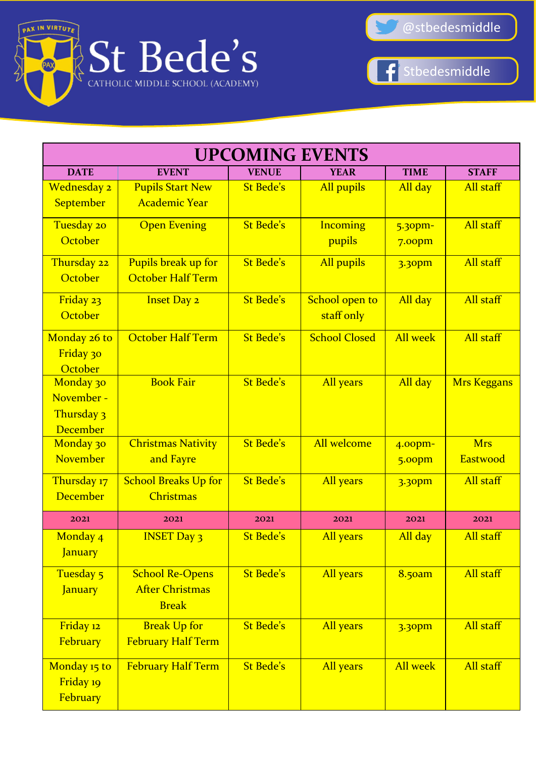# St Bede's

CATHOLIC MIDDLE SCHOOL (ACADEMY)

PAX IN VIRTUTE

@stbedesmiddle

Stbedesmiddle

## UPCOMING EVENTS

| DATE | EVENT | VENUE | YEAR | TIME | STAFF |
|---|---|---|---|---|---|
| Wednesday 2 September | Pupils Start New Academic Year | St Bede's | All pupils | All day | All staff |
| Tuesday 20 October | Open Evening | St Bede's | Incoming pupils | 5.30pm-7.00pm | All staff |
| Thursday 22 October | Pupils break up for October Half Term | St Bede's | All pupils | 3.30pm | All staff |
| Friday 23 October | Inset Day 2 | St Bede's | School open to staff only | All day | All staff |
| Monday 26 to Friday 30 October | October Half Term | St Bede's | School Closed | All week | All staff |
| Monday 30 November - Thursday 3 December | Book Fair | St Bede's | All years | All day | Mrs Keggans |
| Monday 30 November | Christmas Nativity and Fayre | St Bede's | All welcome | 4.00pm-5.00pm | Mrs Eastwood |
| Thursday 17 December | School Breaks Up for Christmas | St Bede's | All years | 3.30pm | All staff |
| 2021 | 2021 | 2021 | 2021 | 2021 | 2021 |
| Monday 4 January | INSET Day 3 | St Bede's | All years | All day | All staff |
| Tuesday 5 January | School Re-Opens After Christmas Break | St Bede's | All years | 8.50am | All staff |
| Friday 12 February | Break Up for February Half Term | St Bede's | All years | 3.30pm | All staff |
| Monday 15 to Friday 19 February | February Half Term | St Bede's | All years | All week | All staff |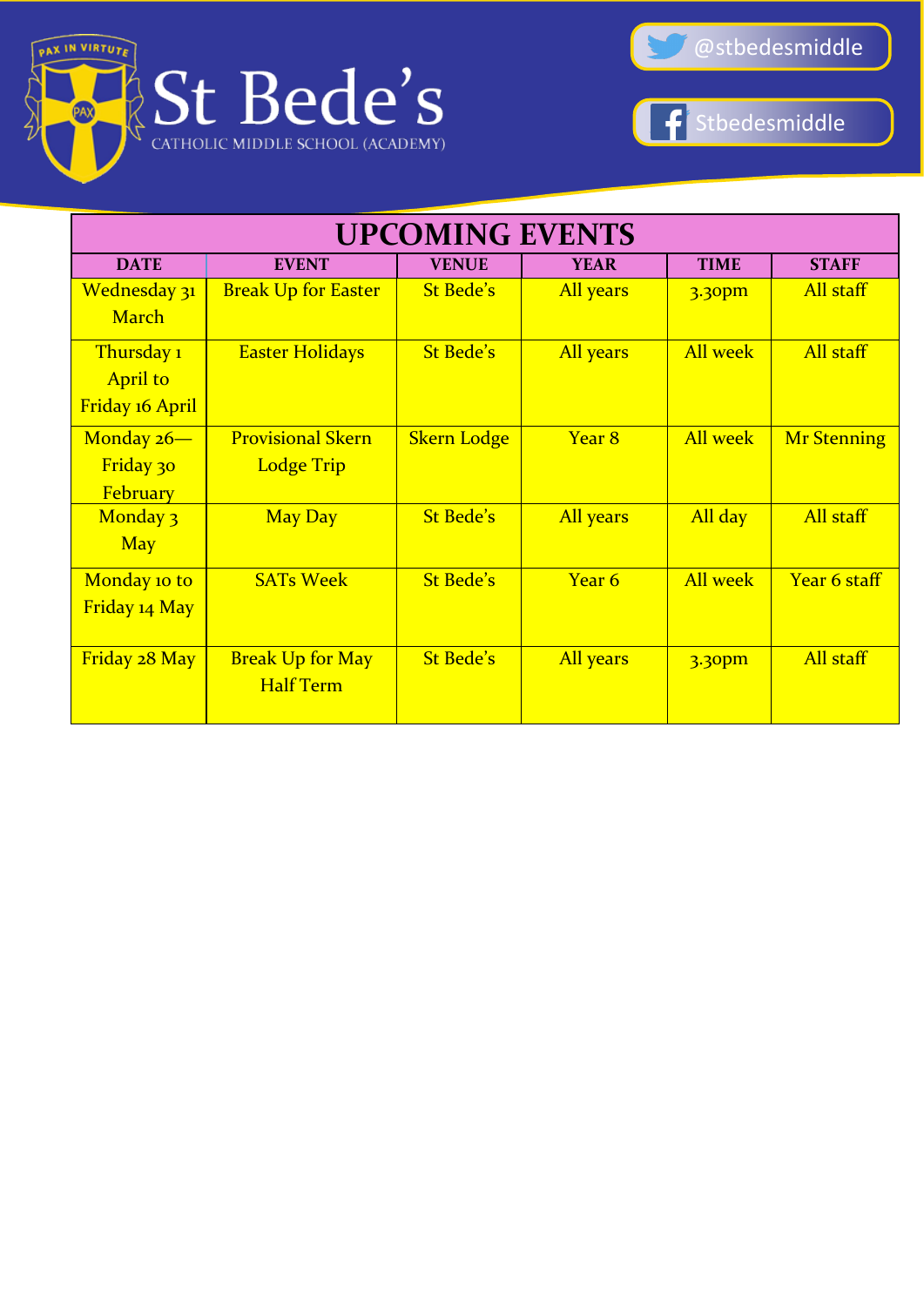St Bede's
CATHOLIC MIDDLE SCHOOL (ACADEMY)

PAX IN VIRTUTE

@stbedesmiddle

Stbedesmiddle

## UPCOMING EVENTS

| DATE | EVENT | VENUE | YEAR | TIME | STAFF |
|---|---|---|---|---|---|
| Wednesday 31 March | Break Up for Easter | St Bede's | All years | 3.30pm | All staff |
| Thursday 1 April to Friday 16 April | Easter Holidays | St Bede's | All years | All week | All staff |
| Monday 26—Friday 30 February | Provisional Skern Lodge Trip | Skern Lodge | Year 8 | All week | Mr Stenning |
| Monday 3 May | May Day | St Bede's | All years | All day | All staff |
| Monday 10 to Friday 14 May | SATs Week | St Bede's | Year 6 | All week | Year 6 staff |
| Friday 28 May | Break Up for May Half Term | St Bede's | All years | 3.30pm | All staff |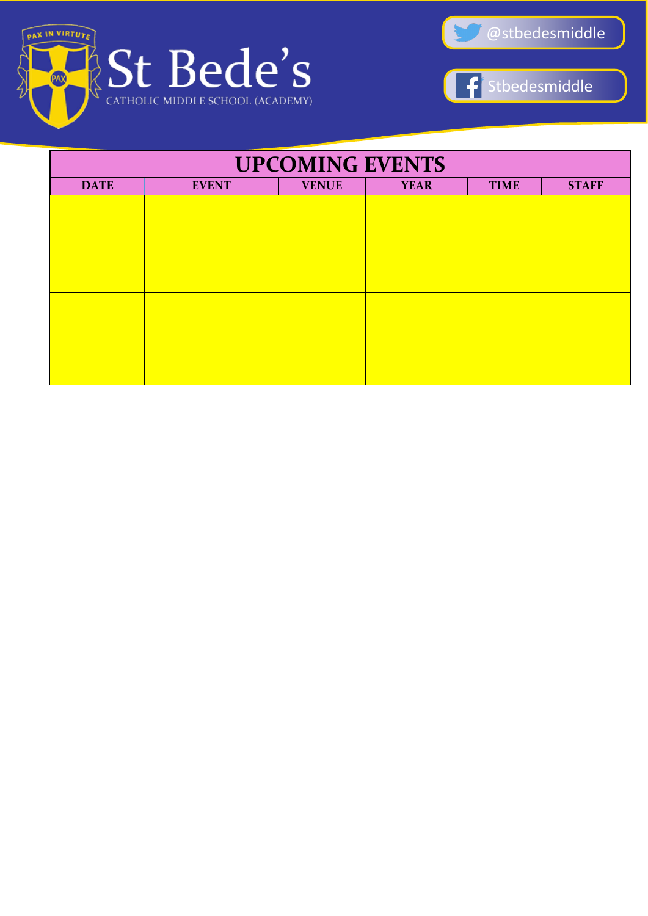St Bede's
CATHOLIC MIDDLE SCHOOL (ACADEMY)

PAX IN VIRTUTE

@stbedesmiddle

Stbedesmiddle

| UPCOMING EVENTS | | | | | |
|---|---|---|---|---|---|
| **DATE** | **EVENT** | **VENUE** | **YEAR** | **TIME** | **STAFF** |
| | | | | | |
| | | | | | |
| | | | | | |
| | | | | | |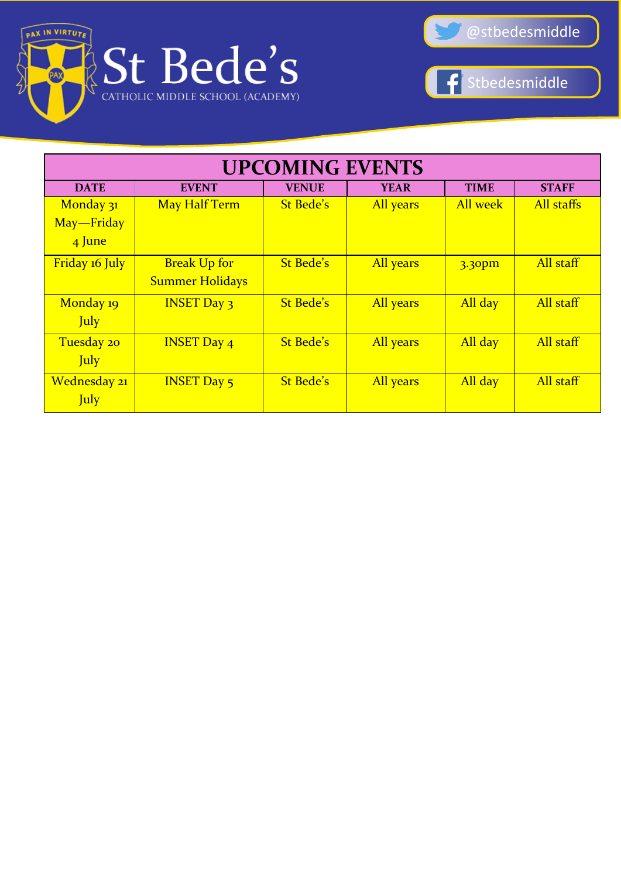St Bede's
CATHOLIC MIDDLE SCHOOL (ACADEMY)

PAX IN VIRTUTE

@stbedesmiddle

Stbedesmiddle

| UPCOMING EVENTS | | | | | |
|---|---|---|---|---|---|
| DATE | EVENT | VENUE | YEAR | TIME | STAFF |
| Monday 31 May—Friday 4 June | May Half Term | St Bede's | All years | All week | All staffs |
| Friday 16 July | Break Up for Summer Holidays | St Bede's | All years | 3.30pm | All staff |
| Monday 19 July | INSET Day 3 | St Bede's | All years | All day | All staff |
| Tuesday 20 July | INSET Day 4 | St Bede's | All years | All day | All staff |
| Wednesday 21 July | INSET Day 5 | St Bede's | All years | All day | All staff |